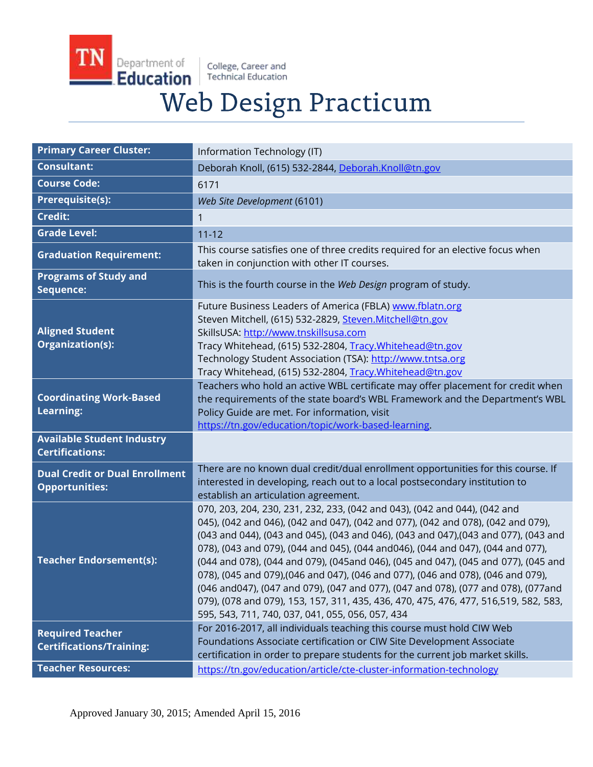# Web Design Practicum

| | |
|---|---|
| **Primary Career Cluster:** | Information Technology (IT) |
| **Consultant:** | Deborah Knoll, (615) 532-2844, Deborah.Knoll@tn.gov |
| **Course Code:** | 6171 |
| **Prerequisite(s):** | *Web Site Development* (6101) |
| **Credit:** | 1 |
| **Grade Level:** | 11-12 |
| **Graduation Requirement:** | This course satisfies one of three credits required for an elective focus when taken in conjunction with other IT courses. |
| **Programs of Study and Sequence:** | This is the fourth course in the *Web Design* program of study. |
| **Aligned Student Organization(s):** | Future Business Leaders of America (FBLA) www.fblatn.org<br>Steven Mitchell, (615) 532-2829, Steven.Mitchell@tn.gov<br>SkillsUSA: http://www.tnskillsusa.com<br>Tracy Whitehead, (615) 532-2804, Tracy.Whitehead@tn.gov<br>Technology Student Association (TSA): http://www.tntsa.org<br>Tracy Whitehead, (615) 532-2804, Tracy.Whitehead@tn.gov |
| **Coordinating Work-Based Learning:** | Teachers who hold an active WBL certificate may offer placement for credit when the requirements of the state board's WBL Framework and the Department's WBL Policy Guide are met. For information, visit https://tn.gov/education/topic/work-based-learning. |
| **Available Student Industry Certifications:** | |
| **Dual Credit or Dual Enrollment Opportunities:** | There are no known dual credit/dual enrollment opportunities for this course. If interested in developing, reach out to a local postsecondary institution to establish an articulation agreement. |
| **Teacher Endorsement(s):** | 070, 203, 204, 230, 231, 232, 233, (042 and 043), (042 and 044), (042 and 045), (042 and 046), (042 and 047), (042 and 077), (042 and 078), (042 and 079), (043 and 044), (043 and 045), (043 and 046), (043 and 047),(043 and 077), (043 and 078), (043 and 079), (044 and 045), (044 and046), (044 and 047), (044 and 077), (044 and 078), (044 and 079), (045and 046), (045 and 047), (045 and 077), (045 and 078), (045 and 079),(046 and 047), (046 and 077), (046 and 078), (046 and 079), (046 and047), (047 and 079), (047 and 077), (047 and 078), (077 and 078), (077and 079), (078 and 079), 153, 157, 311, 435, 436, 470, 475, 476, 477, 516,519, 582, 583, 595, 543, 711, 740, 037, 041, 055, 056, 057, 434 |
| **Required Teacher Certifications/Training:** | For 2016-2017, all individuals teaching this course must hold CIW Web Foundations Associate certification or CIW Site Development Associate certification in order to prepare students for the current job market skills. |
| **Teacher Resources:** | https://tn.gov/education/article/cte-cluster-information-technology |

Approved January 30, 2015; Amended April 15, 2016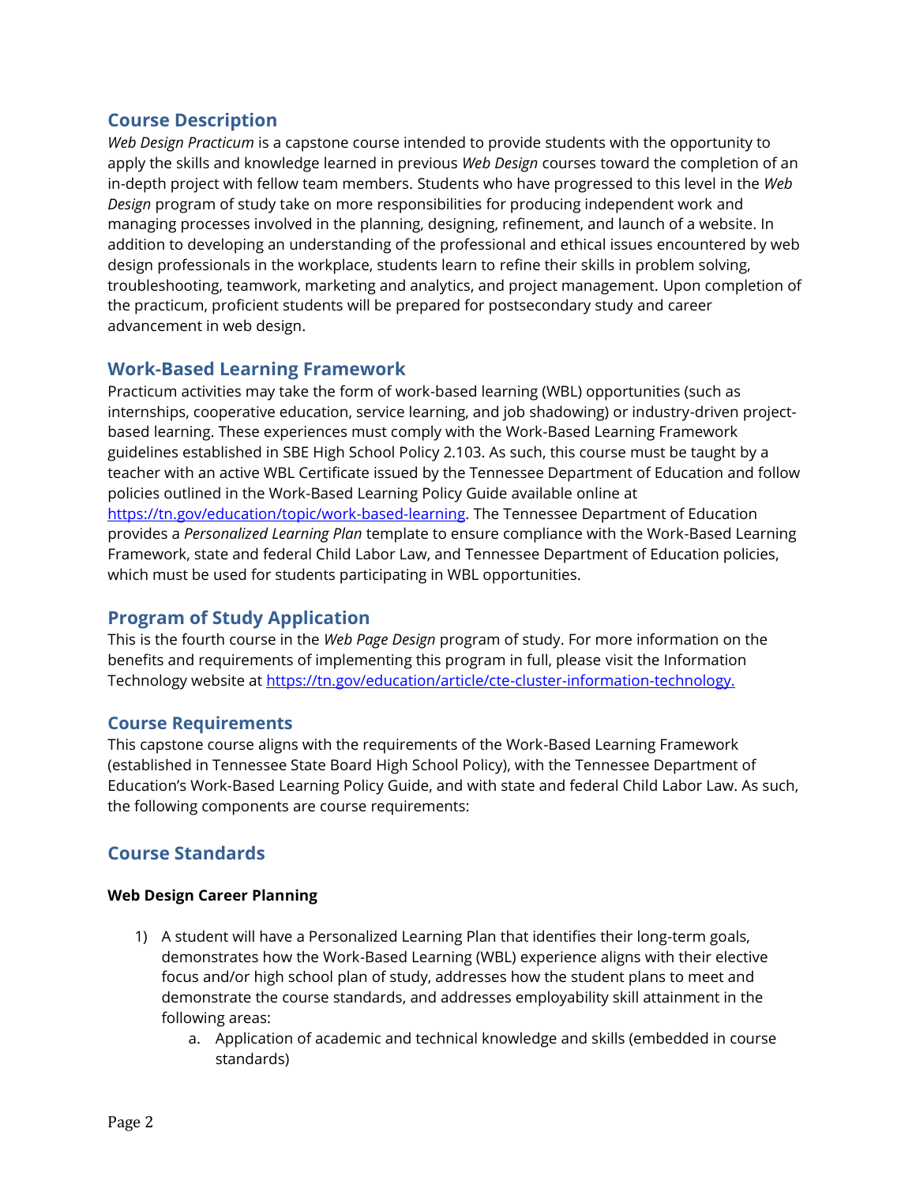## Course Description

*Web Design Practicum* is a capstone course intended to provide students with the opportunity to apply the skills and knowledge learned in previous *Web Design* courses toward the completion of an in-depth project with fellow team members. Students who have progressed to this level in the *Web Design* program of study take on more responsibilities for producing independent work and managing processes involved in the planning, designing, refinement, and launch of a website. In addition to developing an understanding of the professional and ethical issues encountered by web design professionals in the workplace, students learn to refine their skills in problem solving, troubleshooting, teamwork, marketing and analytics, and project management. Upon completion of the practicum, proficient students will be prepared for postsecondary study and career advancement in web design.

## Work-Based Learning Framework

Practicum activities may take the form of work-based learning (WBL) opportunities (such as internships, cooperative education, service learning, and job shadowing) or industry-driven project-based learning. These experiences must comply with the Work-Based Learning Framework guidelines established in SBE High School Policy 2.103. As such, this course must be taught by a teacher with an active WBL Certificate issued by the Tennessee Department of Education and follow policies outlined in the Work-Based Learning Policy Guide available online at [https://tn.gov/education/topic/work-based-learning](https://tn.gov/education/topic/work-based-learning). The Tennessee Department of Education provides a *Personalized Learning Plan* template to ensure compliance with the Work-Based Learning Framework, state and federal Child Labor Law, and Tennessee Department of Education policies, which must be used for students participating in WBL opportunities.

## Program of Study Application

This is the fourth course in the *Web Page Design* program of study. For more information on the benefits and requirements of implementing this program in full, please visit the Information Technology website at [https://tn.gov/education/article/cte-cluster-information-technology.](https://tn.gov/education/article/cte-cluster-information-technology)

## Course Requirements

This capstone course aligns with the requirements of the Work-Based Learning Framework (established in Tennessee State Board High School Policy), with the Tennessee Department of Education's Work-Based Learning Policy Guide, and with state and federal Child Labor Law. As such, the following components are course requirements:

## Course Standards

**Web Design Career Planning**

1) A student will have a Personalized Learning Plan that identifies their long-term goals, demonstrates how the Work-Based Learning (WBL) experience aligns with their elective focus and/or high school plan of study, addresses how the student plans to meet and demonstrate the course standards, and addresses employability skill attainment in the following areas:
    a. Application of academic and technical knowledge and skills (embedded in course standards)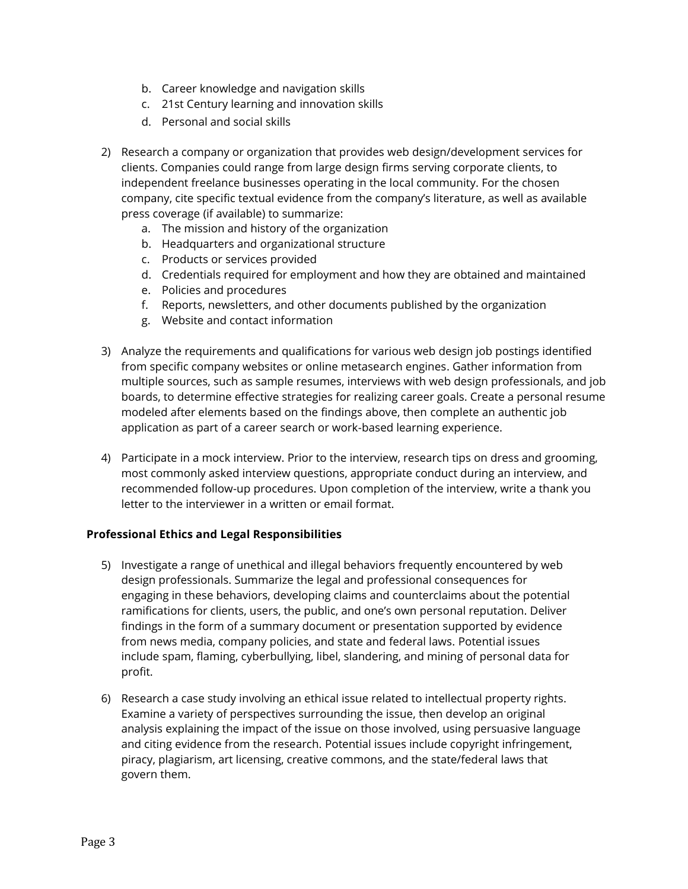b. Career knowledge and navigation skills
   c. 21st Century learning and innovation skills
   d. Personal and social skills

2) Research a company or organization that provides web design/development services for clients. Companies could range from large design firms serving corporate clients, to independent freelance businesses operating in the local community. For the chosen company, cite specific textual evidence from the company's literature, as well as available press coverage (if available) to summarize:
   a. The mission and history of the organization
   b. Headquarters and organizational structure
   c. Products or services provided
   d. Credentials required for employment and how they are obtained and maintained
   e. Policies and procedures
   f. Reports, newsletters, and other documents published by the organization
   g. Website and contact information

3) Analyze the requirements and qualifications for various web design job postings identified from specific company websites or online metasearch engines. Gather information from multiple sources, such as sample resumes, interviews with web design professionals, and job boards, to determine effective strategies for realizing career goals. Create a personal resume modeled after elements based on the findings above, then complete an authentic job application as part of a career search or work-based learning experience.

4) Participate in a mock interview. Prior to the interview, research tips on dress and grooming, most commonly asked interview questions, appropriate conduct during an interview, and recommended follow-up procedures. Upon completion of the interview, write a thank you letter to the interviewer in a written or email format.

**Professional Ethics and Legal Responsibilities**

5) Investigate a range of unethical and illegal behaviors frequently encountered by web design professionals. Summarize the legal and professional consequences for engaging in these behaviors, developing claims and counterclaims about the potential ramifications for clients, users, the public, and one's own personal reputation. Deliver findings in the form of a summary document or presentation supported by evidence from news media, company policies, and state and federal laws. Potential issues include spam, flaming, cyberbullying, libel, slandering, and mining of personal data for profit.

6) Research a case study involving an ethical issue related to intellectual property rights. Examine a variety of perspectives surrounding the issue, then develop an original analysis explaining the impact of the issue on those involved, using persuasive language and citing evidence from the research. Potential issues include copyright infringement, piracy, plagiarism, art licensing, creative commons, and the state/federal laws that govern them.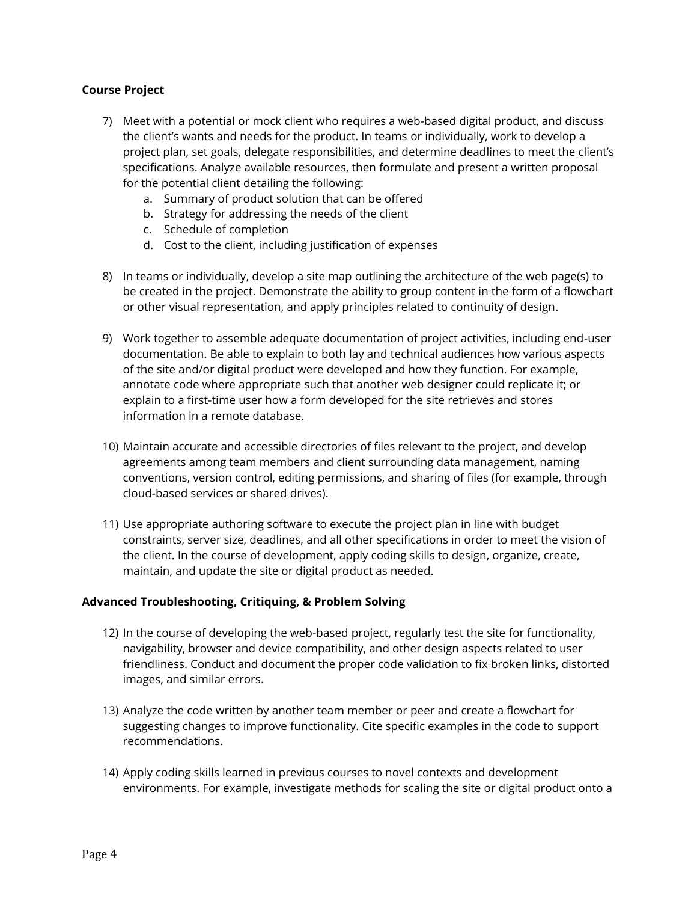**Course Project**

7) Meet with a potential or mock client who requires a web-based digital product, and discuss the client's wants and needs for the product. In teams or individually, work to develop a project plan, set goals, delegate responsibilities, and determine deadlines to meet the client's specifications. Analyze available resources, then formulate and present a written proposal for the potential client detailing the following:
    a. Summary of product solution that can be offered
    b. Strategy for addressing the needs of the client
    c. Schedule of completion
    d. Cost to the client, including justification of expenses

8) In teams or individually, develop a site map outlining the architecture of the web page(s) to be created in the project. Demonstrate the ability to group content in the form of a flowchart or other visual representation, and apply principles related to continuity of design.

9) Work together to assemble adequate documentation of project activities, including end-user documentation. Be able to explain to both lay and technical audiences how various aspects of the site and/or digital product were developed and how they function. For example, annotate code where appropriate such that another web designer could replicate it; or explain to a first-time user how a form developed for the site retrieves and stores information in a remote database.

10) Maintain accurate and accessible directories of files relevant to the project, and develop agreements among team members and client surrounding data management, naming conventions, version control, editing permissions, and sharing of files (for example, through cloud-based services or shared drives).

11) Use appropriate authoring software to execute the project plan in line with budget constraints, server size, deadlines, and all other specifications in order to meet the vision of the client. In the course of development, apply coding skills to design, organize, create, maintain, and update the site or digital product as needed.

**Advanced Troubleshooting, Critiquing, & Problem Solving**

12) In the course of developing the web-based project, regularly test the site for functionality, navigability, browser and device compatibility, and other design aspects related to user friendliness. Conduct and document the proper code validation to fix broken links, distorted images, and similar errors.

13) Analyze the code written by another team member or peer and create a flowchart for suggesting changes to improve functionality. Cite specific examples in the code to support recommendations.

14) Apply coding skills learned in previous courses to novel contexts and development environments. For example, investigate methods for scaling the site or digital product onto a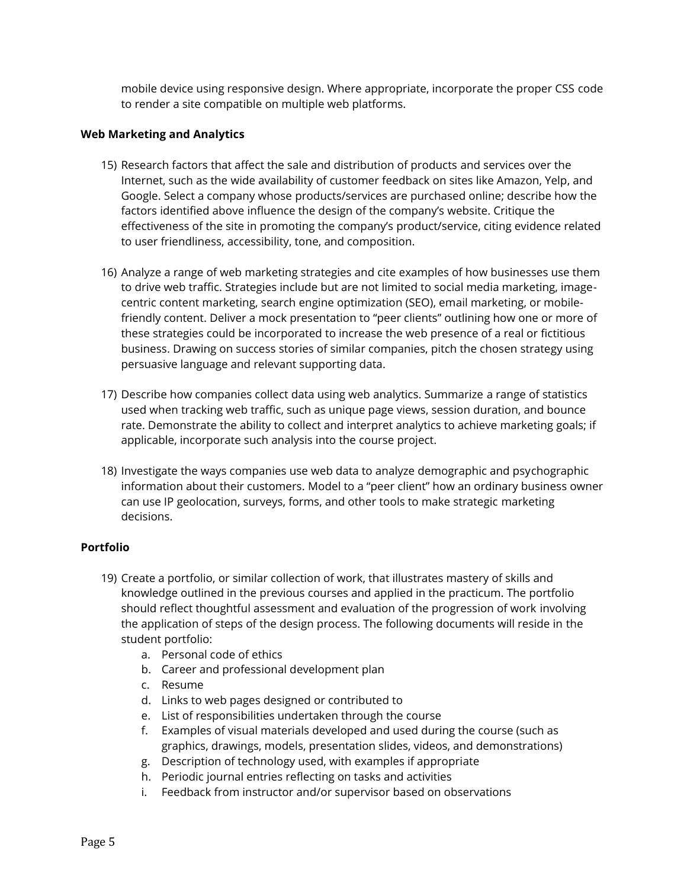mobile device using responsive design. Where appropriate, incorporate the proper CSS code to render a site compatible on multiple web platforms.

**Web Marketing and Analytics**

15) Research factors that affect the sale and distribution of products and services over the Internet, such as the wide availability of customer feedback on sites like Amazon, Yelp, and Google. Select a company whose products/services are purchased online; describe how the factors identified above influence the design of the company's website. Critique the effectiveness of the site in promoting the company's product/service, citing evidence related to user friendliness, accessibility, tone, and composition.

16) Analyze a range of web marketing strategies and cite examples of how businesses use them to drive web traffic. Strategies include but are not limited to social media marketing, image-centric content marketing, search engine optimization (SEO), email marketing, or mobile-friendly content. Deliver a mock presentation to "peer clients" outlining how one or more of these strategies could be incorporated to increase the web presence of a real or fictitious business. Drawing on success stories of similar companies, pitch the chosen strategy using persuasive language and relevant supporting data.

17) Describe how companies collect data using web analytics. Summarize a range of statistics used when tracking web traffic, such as unique page views, session duration, and bounce rate. Demonstrate the ability to collect and interpret analytics to achieve marketing goals; if applicable, incorporate such analysis into the course project.

18) Investigate the ways companies use web data to analyze demographic and psychographic information about their customers. Model to a "peer client" how an ordinary business owner can use IP geolocation, surveys, forms, and other tools to make strategic marketing decisions.

**Portfolio**

19) Create a portfolio, or similar collection of work, that illustrates mastery of skills and knowledge outlined in the previous courses and applied in the practicum. The portfolio should reflect thoughtful assessment and evaluation of the progression of work involving the application of steps of the design process. The following documents will reside in the student portfolio:
    a. Personal code of ethics
    b. Career and professional development plan
    c. Resume
    d. Links to web pages designed or contributed to
    e. List of responsibilities undertaken through the course
    f. Examples of visual materials developed and used during the course (such as graphics, drawings, models, presentation slides, videos, and demonstrations)
    g. Description of technology used, with examples if appropriate
    h. Periodic journal entries reflecting on tasks and activities
    i. Feedback from instructor and/or supervisor based on observations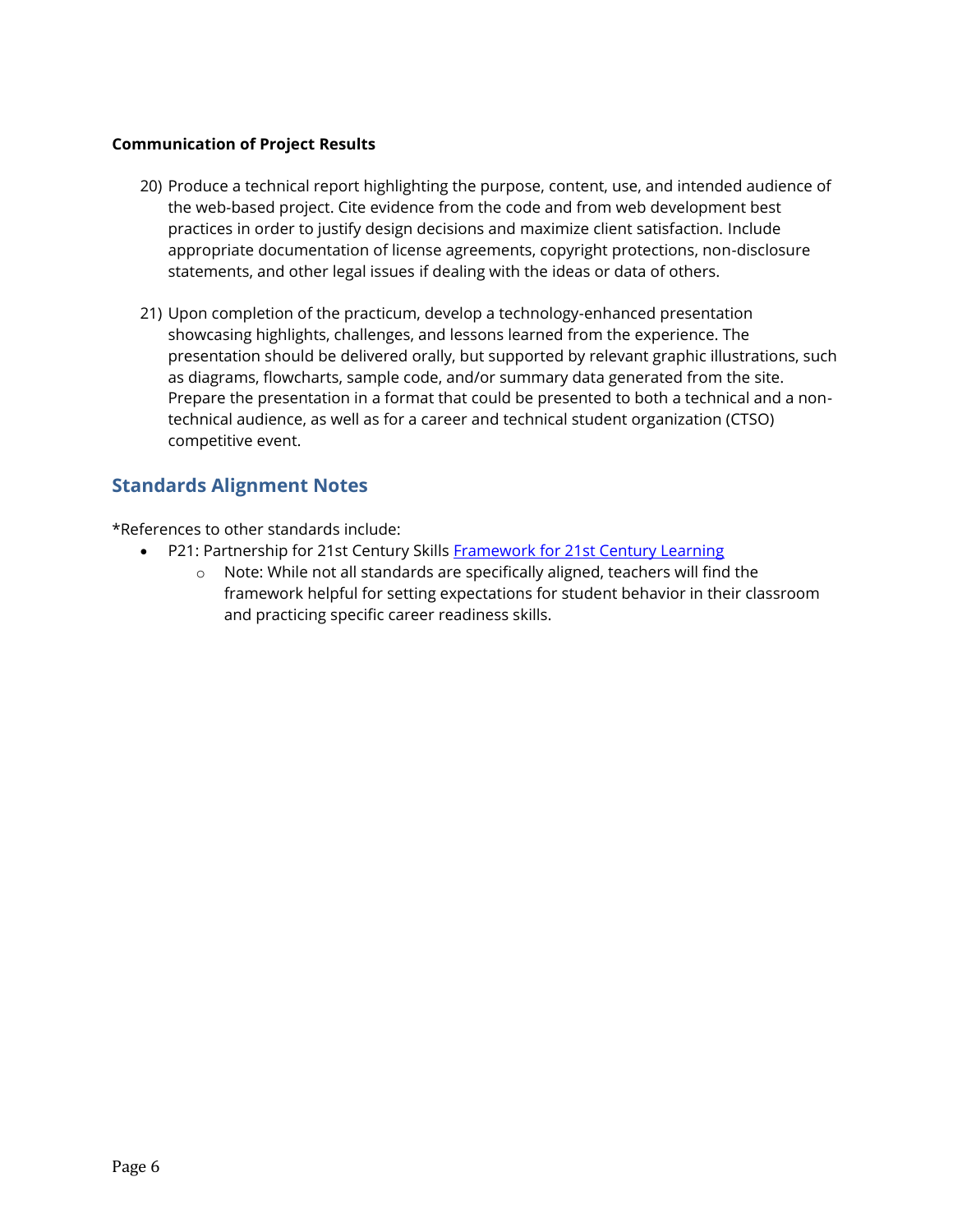**Communication of Project Results**

20) Produce a technical report highlighting the purpose, content, use, and intended audience of the web-based project. Cite evidence from the code and from web development best practices in order to justify design decisions and maximize client satisfaction. Include appropriate documentation of license agreements, copyright protections, non-disclosure statements, and other legal issues if dealing with the ideas or data of others.

21) Upon completion of the practicum, develop a technology-enhanced presentation showcasing highlights, challenges, and lessons learned from the experience. The presentation should be delivered orally, but supported by relevant graphic illustrations, such as diagrams, flowcharts, sample code, and/or summary data generated from the site. Prepare the presentation in a format that could be presented to both a technical and a non-technical audience, as well as for a career and technical student organization (CTSO) competitive event.

## Standards Alignment Notes

*References to other standards include:

- P21: Partnership for 21st Century Skills Framework for 21st Century Learning
    - Note: While not all standards are specifically aligned, teachers will find the framework helpful for setting expectations for student behavior in their classroom and practicing specific career readiness skills.